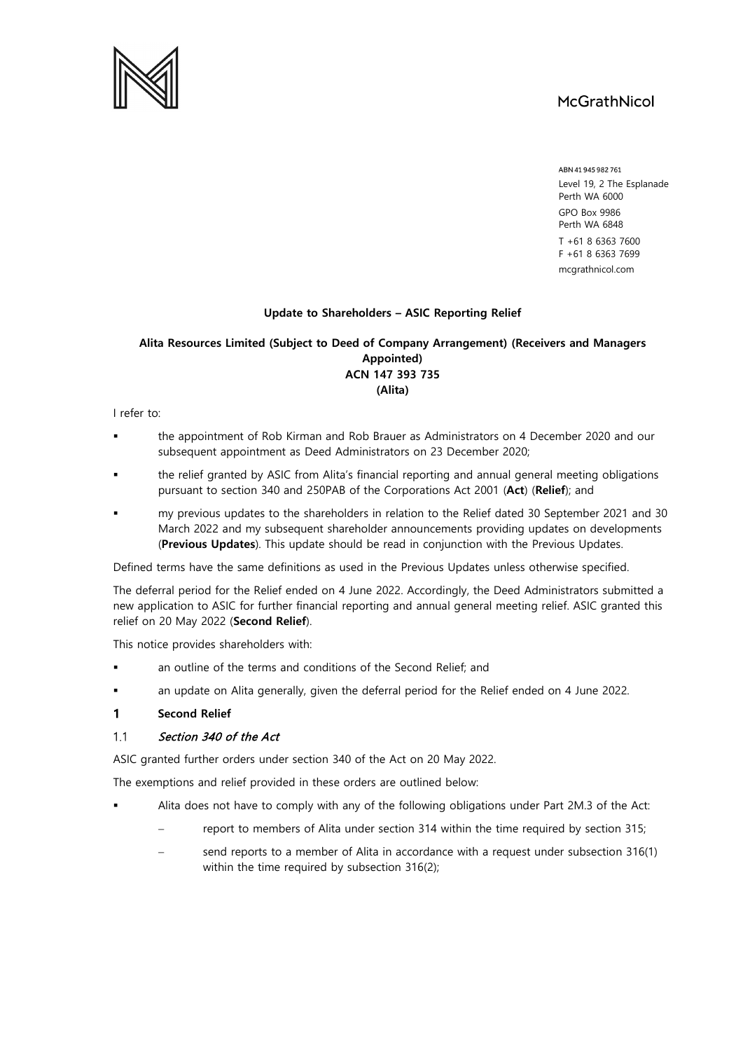McGrathNicol

ABN 41 945 982 761
Level 19, 2 The Esplanade
Perth WA 6000
GPO Box 9986
Perth WA 6848
T +61 8 6363 7600
F +61 8 6363 7699
mcgrathnicol.com

**Update to Shareholders – ASIC Reporting Relief**

**Alita Resources Limited (Subject to Deed of Company Arrangement) (Receivers and Managers Appointed)**
**ACN 147 393 735**
**(Alita)**

I refer to:

- the appointment of Rob Kirman and Rob Brauer as Administrators on 4 December 2020 and our subsequent appointment as Deed Administrators on 23 December 2020;
- the relief granted by ASIC from Alita's financial reporting and annual general meeting obligations pursuant to section 340 and 250PAB of the Corporations Act 2001 (**Act**) (**Relief**); and
- my previous updates to the shareholders in relation to the Relief dated 30 September 2021 and 30 March 2022 and my subsequent shareholder announcements providing updates on developments (**Previous Updates**). This update should be read in conjunction with the Previous Updates.

Defined terms have the same definitions as used in the Previous Updates unless otherwise specified.

The deferral period for the Relief ended on 4 June 2022. Accordingly, the Deed Administrators submitted a new application to ASIC for further financial reporting and annual general meeting relief. ASIC granted this relief on 20 May 2022 (**Second Relief**).

This notice provides shareholders with:

- an outline of the terms and conditions of the Second Relief; and
- an update on Alita generally, given the deferral period for the Relief ended on 4 June 2022.

## 1 Second Relief

### 1.1 *Section 340 of the Act*

ASIC granted further orders under section 340 of the Act on 20 May 2022.

The exemptions and relief provided in these orders are outlined below:

- Alita does not have to comply with any of the following obligations under Part 2M.3 of the Act:
  - report to members of Alita under section 314 within the time required by section 315;
  - send reports to a member of Alita in accordance with a request under subsection 316(1) within the time required by subsection 316(2);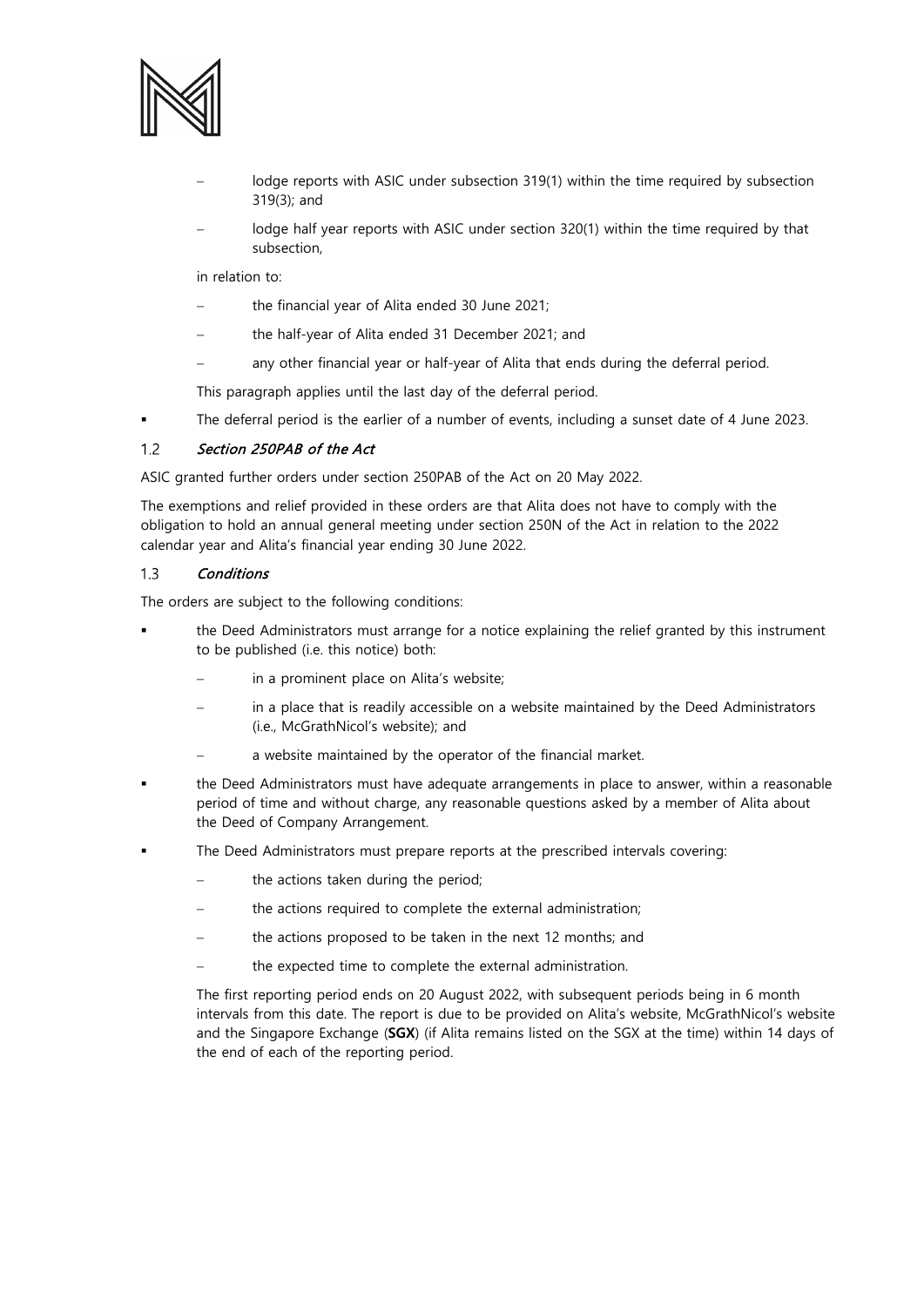- lodge reports with ASIC under subsection 319(1) within the time required by subsection 319(3); and
  - lodge half year reports with ASIC under section 320(1) within the time required by that subsection,

  in relation to:

  - the financial year of Alita ended 30 June 2021;
  - the half-year of Alita ended 31 December 2021; and
  - any other financial year or half-year of Alita that ends during the deferral period.

  This paragraph applies until the last day of the deferral period.

- The deferral period is the earlier of a number of events, including a sunset date of 4 June 2023.

### 1.2 *Section 250PAB of the Act*

ASIC granted further orders under section 250PAB of the Act on 20 May 2022.

The exemptions and relief provided in these orders are that Alita does not have to comply with the obligation to hold an annual general meeting under section 250N of the Act in relation to the 2022 calendar year and Alita's financial year ending 30 June 2022.

### 1.3 *Conditions*

The orders are subject to the following conditions:

- the Deed Administrators must arrange for a notice explaining the relief granted by this instrument to be published (i.e. this notice) both:
  - in a prominent place on Alita's website;
  - in a place that is readily accessible on a website maintained by the Deed Administrators (i.e., McGrathNicol's website); and
  - a website maintained by the operator of the financial market.
- the Deed Administrators must have adequate arrangements in place to answer, within a reasonable period of time and without charge, any reasonable questions asked by a member of Alita about the Deed of Company Arrangement.
- The Deed Administrators must prepare reports at the prescribed intervals covering:
  - the actions taken during the period;
  - the actions required to complete the external administration;
  - the actions proposed to be taken in the next 12 months; and
  - the expected time to complete the external administration.

  The first reporting period ends on 20 August 2022, with subsequent periods being in 6 month intervals from this date. The report is due to be provided on Alita's website, McGrathNicol's website and the Singapore Exchange (**SGX**) (if Alita remains listed on the SGX at the time) within 14 days of the end of each of the reporting period.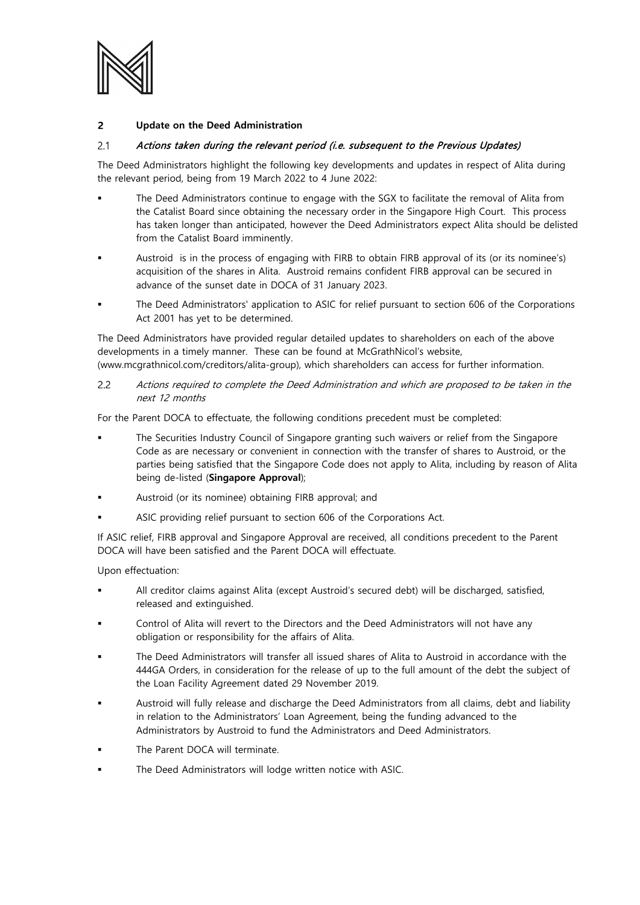## 2 Update on the Deed Administration

### 2.1 *Actions taken during the relevant period (i.e. subsequent to the Previous Updates)*

The Deed Administrators highlight the following key developments and updates in respect of Alita during the relevant period, being from 19 March 2022 to 4 June 2022:

- The Deed Administrators continue to engage with the SGX to facilitate the removal of Alita from the Catalist Board since obtaining the necessary order in the Singapore High Court. This process has taken longer than anticipated, however the Deed Administrators expect Alita should be delisted from the Catalist Board imminently.
- Austroid is in the process of engaging with FIRB to obtain FIRB approval of its (or its nominee's) acquisition of the shares in Alita. Austroid remains confident FIRB approval can be secured in advance of the sunset date in DOCA of 31 January 2023.
- The Deed Administrators' application to ASIC for relief pursuant to section 606 of the Corporations Act 2001 has yet to be determined.

The Deed Administrators have provided regular detailed updates to shareholders on each of the above developments in a timely manner. These can be found at McGrathNicol's website, (www.mcgrathnicol.com/creditors/alita-group), which shareholders can access for further information.

### 2.2 *Actions required to complete the Deed Administration and which are proposed to be taken in the next 12 months*

For the Parent DOCA to effectuate, the following conditions precedent must be completed:

- The Securities Industry Council of Singapore granting such waivers or relief from the Singapore Code as are necessary or convenient in connection with the transfer of shares to Austroid, or the parties being satisfied that the Singapore Code does not apply to Alita, including by reason of Alita being de-listed (**Singapore Approval**);
- Austroid (or its nominee) obtaining FIRB approval; and
- ASIC providing relief pursuant to section 606 of the Corporations Act.

If ASIC relief, FIRB approval and Singapore Approval are received, all conditions precedent to the Parent DOCA will have been satisfied and the Parent DOCA will effectuate.

Upon effectuation:

- All creditor claims against Alita (except Austroid's secured debt) will be discharged, satisfied, released and extinguished.
- Control of Alita will revert to the Directors and the Deed Administrators will not have any obligation or responsibility for the affairs of Alita.
- The Deed Administrators will transfer all issued shares of Alita to Austroid in accordance with the 444GA Orders, in consideration for the release of up to the full amount of the debt the subject of the Loan Facility Agreement dated 29 November 2019.
- Austroid will fully release and discharge the Deed Administrators from all claims, debt and liability in relation to the Administrators' Loan Agreement, being the funding advanced to the Administrators by Austroid to fund the Administrators and Deed Administrators.
- The Parent DOCA will terminate.
- The Deed Administrators will lodge written notice with ASIC.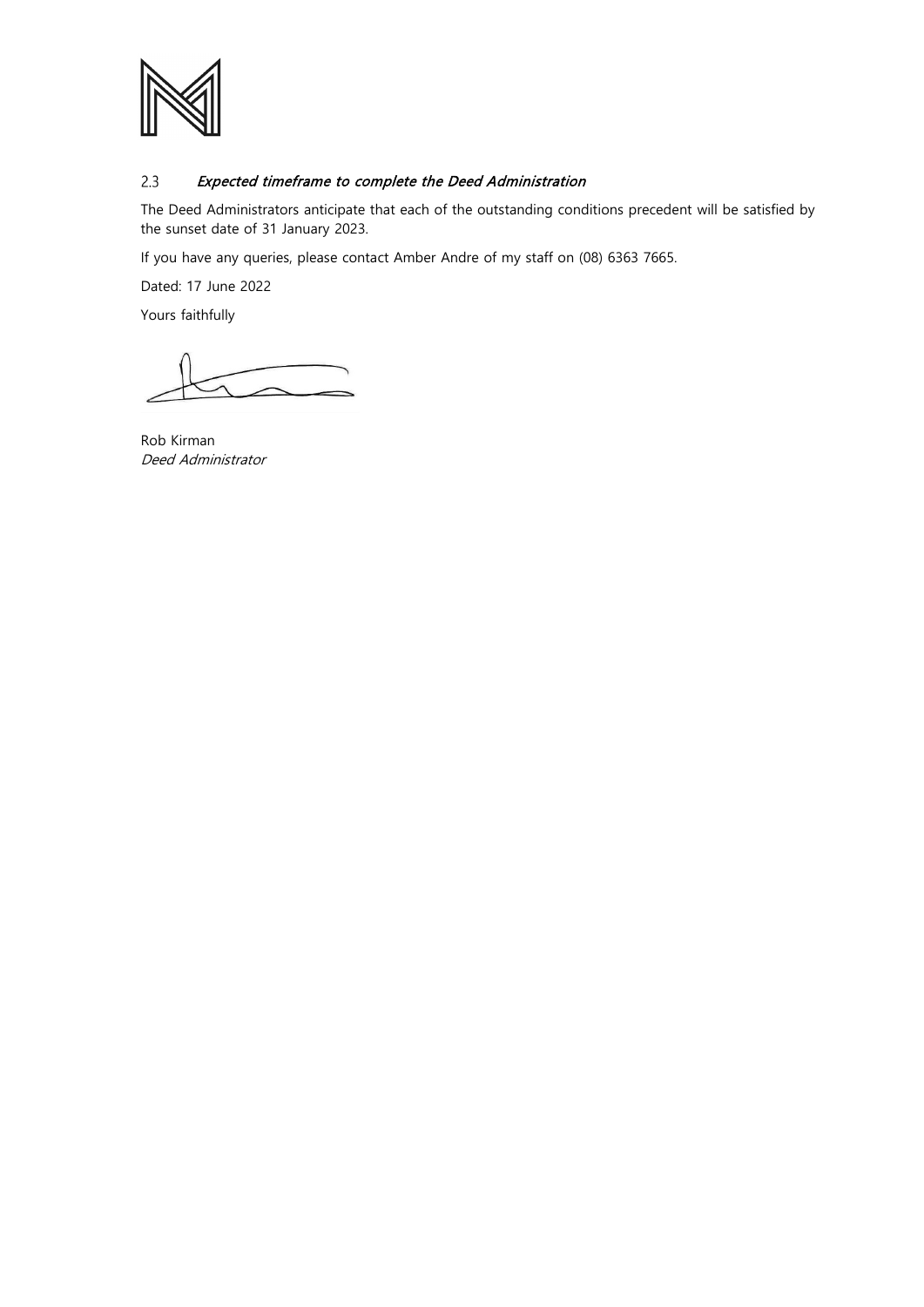### 2.3 *Expected timeframe to complete the Deed Administration*

The Deed Administrators anticipate that each of the outstanding conditions precedent will be satisfied by the sunset date of 31 January 2023.

If you have any queries, please contact Amber Andre of my staff on (08) 6363 7665.

Dated: 17 June 2022

Yours faithfully

Rob Kirman
*Deed Administrator*